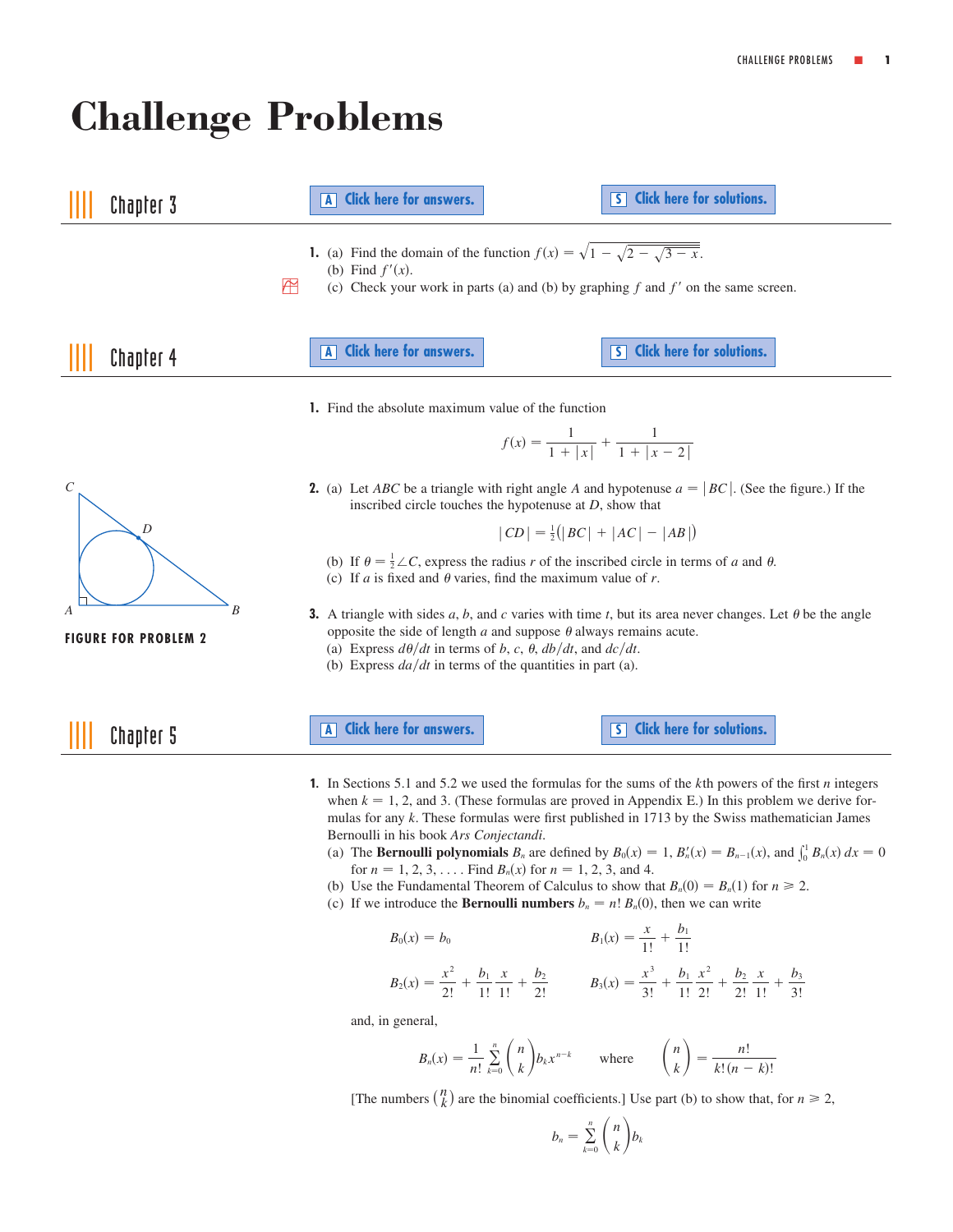# Challenge Problems

## Chapter 3

A Click here for answers. S Click here for solutions.

1. (a) Find the domain of the function $f(x) = \sqrt{1 - \sqrt{2 - \sqrt{3 - x}}}$.
   (b) Find $f'(x)$.
   (c) Check your work in parts (a) and (b) by graphing $f$ and $f'$ on the same screen.

## Chapter 4

A Click here for answers. S Click here for solutions.

1. Find the absolute maximum value of the function

$$f(x) = \frac{1}{1 + |x|} + \frac{1}{1 + |x - 2|}$$

2. (a) Let $ABC$ be a triangle with right angle $A$ and hypotenuse $a = |BC|$. (See the figure.) If the inscribed circle touches the hypotenuse at $D$, show that

$$|CD| = \tfrac{1}{2}(|BC| + |AC| - |AB|)$$

   (b) If $\theta = \frac{1}{2}\angle C$, express the radius $r$ of the inscribed circle in terms of $a$ and $\theta$.
   (c) If $a$ is fixed and $\theta$ varies, find the maximum value of $r$.

**FIGURE FOR PROBLEM 2**

3. A triangle with sides $a$, $b$, and $c$ varies with time $t$, but its area never changes. Let $\theta$ be the angle opposite the side of length $a$ and suppose $\theta$ always remains acute.
   (a) Express $d\theta/dt$ in terms of $b$, $c$, $\theta$, $db/dt$, and $dc/dt$.
   (b) Express $da/dt$ in terms of the quantities in part (a).

## Chapter 5

A Click here for answers. S Click here for solutions.

1. In Sections 5.1 and 5.2 we used the formulas for the sums of the $k$th powers of the first $n$ integers when $k = 1$, 2, and 3. (These formulas are proved in Appendix E.) In this problem we derive formulas for any $k$. These formulas were first published in 1713 by the Swiss mathematician James Bernoulli in his book *Ars Conjectandi*.
   (a) The **Bernoulli polynomials** $B_n$ are defined by $B_0(x) = 1$, $B_n'(x) = B_{n-1}(x)$, and $\int_0^1 B_n(x)\,dx = 0$ for $n = 1, 2, 3, \ldots$. Find $B_n(x)$ for $n = 1$, 2, 3, and 4.
   (b) Use the Fundamental Theorem of Calculus to show that $B_n(0) = B_n(1)$ for $n \geqslant 2$.
   (c) If we introduce the **Bernoulli numbers** $b_n = n!\,B_n(0)$, then we can write

$$B_0(x) = b_0 \qquad B_1(x) = \frac{x}{1!} + \frac{b_1}{1!}$$

$$B_2(x) = \frac{x^2}{2!} + \frac{b_1}{1!}\frac{x}{1!} + \frac{b_2}{2!} \qquad B_3(x) = \frac{x^3}{3!} + \frac{b_1}{1!}\frac{x^2}{2!} + \frac{b_2}{2!}\frac{x}{1!} + \frac{b_3}{3!}$$

   and, in general,

$$B_n(x) = \frac{1}{n!}\sum_{k=0}^{n}\binom{n}{k}b_k x^{n-k} \qquad \text{where} \qquad \binom{n}{k} = \frac{n!}{k!(n-k)!}$$

   [The numbers $\binom{n}{k}$ are the binomial coefficients.] Use part (b) to show that, for $n \geqslant 2$,

$$b_n = \sum_{k=0}^{n}\binom{n}{k}b_k$$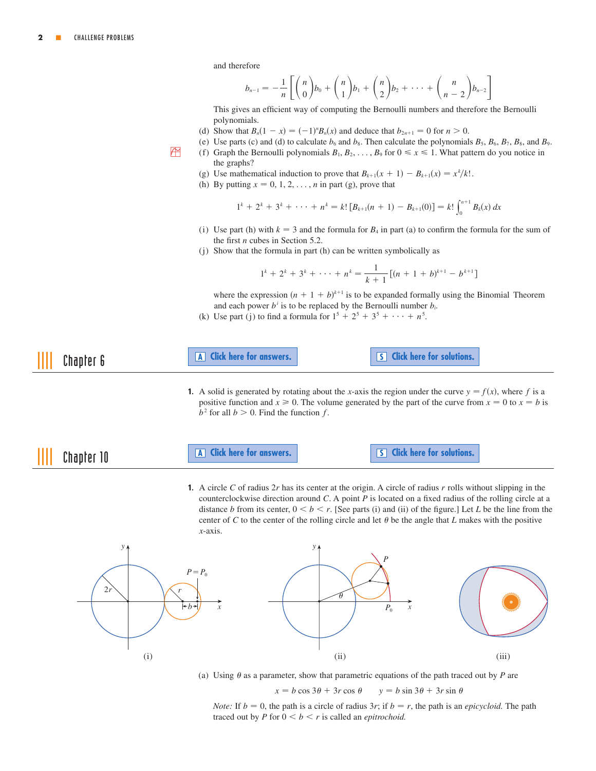and therefore

$$b_{n-1} = -\frac{1}{n}\left[\binom{n}{0}b_0 + \binom{n}{1}b_1 + \binom{n}{2}b_2 + \cdots + \binom{n}{n-2}b_{n-2}\right]$$

This gives an efficient way of computing the Bernoulli numbers and therefore the Bernoulli polynomials.

(d) Show that $B_n(1-x) = (-1)^n B_n(x)$ and deduce that $b_{2n+1} = 0$ for $n > 0$.

(e) Use parts (c) and (d) to calculate $b_6$ and $b_8$. Then calculate the polynomials $B_5$, $B_6$, $B_7$, $B_8$, and $B_9$.

(f) Graph the Bernoulli polynomials $B_1, B_2, \ldots, B_9$ for $0 \leqslant x \leqslant 1$. What pattern do you notice in the graphs?

(g) Use mathematical induction to prove that $B_{k+1}(x+1) - B_{k+1}(x) = x^k/k!$.

(h) By putting $x = 0, 1, 2, \ldots, n$ in part (g), prove that

$$1^k + 2^k + 3^k + \cdots + n^k = k!\,[B_{k+1}(n+1) - B_{k+1}(0)] = k!\int_0^{n+1} B_k(x)\,dx$$

(i) Use part (h) with $k = 3$ and the formula for $B_4$ in part (a) to confirm the formula for the sum of the first $n$ cubes in Section 5.2.

(j) Show that the formula in part (h) can be written symbolically as

$$1^k + 2^k + 3^k + \cdots + n^k = \frac{1}{k+1}[(n+1+b)^{k+1} - b^{k+1}]$$

where the expression $(n+1+b)^{k+1}$ is to be expanded formally using the Binomial Theorem and each power $b^i$ is to be replaced by the Bernoulli number $b_i$.

(k) Use part (j) to find a formula for $1^5 + 2^5 + 3^5 + \cdots + n^5$.

## Chapter 6

A Click here for answers. S Click here for solutions.

**1.** A solid is generated by rotating about the $x$-axis the region under the curve $y = f(x)$, where $f$ is a positive function and $x \geqslant 0$. The volume generated by the part of the curve from $x = 0$ to $x = b$ is $b^2$ for all $b > 0$. Find the function $f$.

## Chapter 10

A Click here for answers. S Click here for solutions.

**1.** A circle $C$ of radius $2r$ has its center at the origin. A circle of radius $r$ rolls without slipping in the counterclockwise direction around $C$. A point $P$ is located on a fixed radius of the rolling circle at a distance $b$ from its center, $0 < b < r$. [See parts (i) and (ii) of the figure.] Let $L$ be the line from the center of $C$ to the center of the rolling circle and let $\theta$ be the angle that $L$ makes with the positive $x$-axis.

(i) (ii) (iii)

(a) Using $\theta$ as a parameter, show that parametric equations of the path traced out by $P$ are

$$x = b\cos 3\theta + 3r\cos\theta \qquad y = b\sin 3\theta + 3r\sin\theta$$

*Note:* If $b = 0$, the path is a circle of radius $3r$; if $b = r$, the path is an *epicycloid*. The path traced out by $P$ for $0 < b < r$ is called an *epitrochoid.*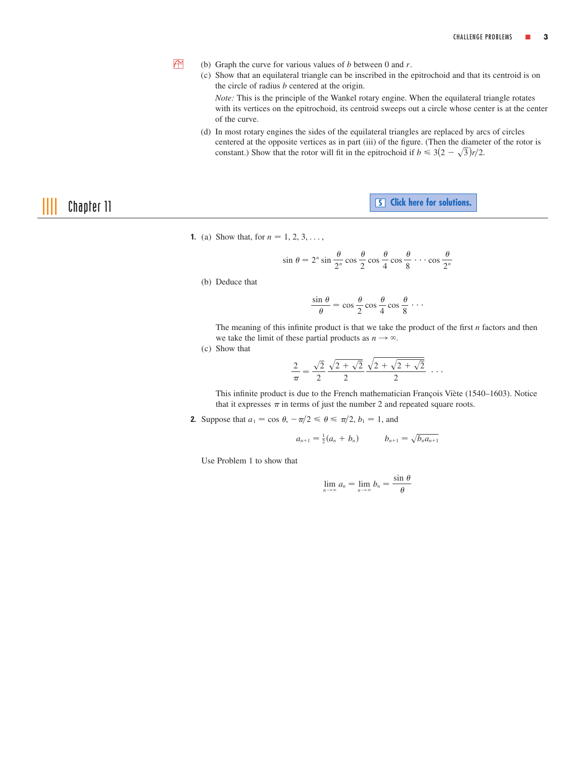(b) Graph the curve for various values of $b$ between 0 and $r$.

(c) Show that an equilateral triangle can be inscribed in the epitrochoid and that its centroid is on the circle of radius $b$ centered at the origin.

*Note:* This is the principle of the Wankel rotary engine. When the equilateral triangle rotates with its vertices on the epitrochoid, its centroid sweeps out a circle whose center is at the center of the curve.

(d) In most rotary engines the sides of the equilateral triangles are replaced by arcs of circles centered at the opposite vertices as in part (iii) of the figure. (Then the diameter of the rotor is constant.) Show that the rotor will fit in the epitrochoid if $b \leqslant 3(2 - \sqrt{3})r/2$.

## Chapter 11

Click here for solutions.

**1.** (a) Show that, for $n = 1, 2, 3, \ldots,$

$$\sin \theta = 2^n \sin \frac{\theta}{2^n} \cos \frac{\theta}{2} \cos \frac{\theta}{4} \cos \frac{\theta}{8} \cdots \cos \frac{\theta}{2^n}$$

(b) Deduce that

$$\frac{\sin \theta}{\theta} = \cos \frac{\theta}{2} \cos \frac{\theta}{4} \cos \frac{\theta}{8} \cdots$$

The meaning of this infinite product is that we take the product of the first $n$ factors and then we take the limit of these partial products as $n \to \infty$.

(c) Show that

$$\frac{2}{\pi} = \frac{\sqrt{2}}{2} \frac{\sqrt{2 + \sqrt{2}}}{2} \frac{\sqrt{2 + \sqrt{2 + \sqrt{2}}}}{2} \cdots$$

This infinite product is due to the French mathematician François Viète (1540–1603). Notice that it expresses $\pi$ in terms of just the number 2 and repeated square roots.

**2.** Suppose that $a_1 = \cos \theta$, $-\pi/2 \leqslant \theta \leqslant \pi/2$, $b_1 = 1$, and

$$a_{n+1} = \tfrac{1}{2}(a_n + b_n) \qquad b_{n+1} = \sqrt{b_n a_{n+1}}$$

Use Problem 1 to show that

$$\lim_{n \to \infty} a_n = \lim_{n \to \infty} b_n = \frac{\sin \theta}{\theta}$$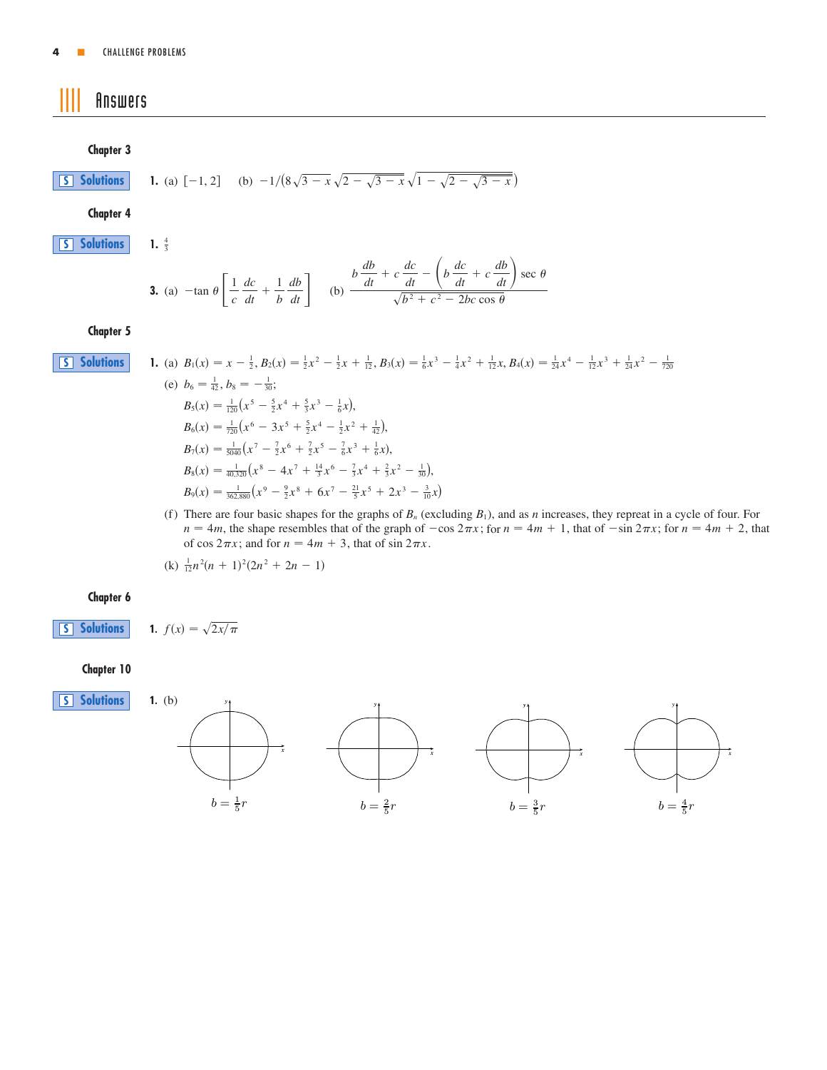# Answers

## Chapter 3

S Solutions

**1.** (a) $[-1, 2]$ (b) $-1/(8\sqrt{3-x}\,\sqrt{2-\sqrt{3-x}}\,\sqrt{1-\sqrt{2-\sqrt{3-x}}})$

## Chapter 4

S Solutions

**1.** $\frac{4}{3}$

**3.** (a) $-\tan\theta\left[\dfrac{1}{c}\dfrac{dc}{dt}+\dfrac{1}{b}\dfrac{db}{dt}\right]$ (b) $\dfrac{b\dfrac{db}{dt}+c\dfrac{dc}{dt}-\left(b\dfrac{dc}{dt}+c\dfrac{db}{dt}\right)\sec\theta}{\sqrt{b^2+c^2-2bc\cos\theta}}$

## Chapter 5

S Solutions

**1.** (a) $B_1(x)=x-\frac{1}{2}$, $B_2(x)=\frac{1}{2}x^2-\frac{1}{2}x+\frac{1}{12}$, $B_3(x)=\frac{1}{6}x^3-\frac{1}{4}x^2+\frac{1}{12}x$, $B_4(x)=\frac{1}{24}x^4-\frac{1}{12}x^3+\frac{1}{24}x^2-\frac{1}{720}$

(e) $b_6=\frac{1}{42}$, $b_8=-\frac{1}{30}$;

$B_5(x)=\frac{1}{120}\left(x^5-\frac{5}{2}x^4+\frac{5}{3}x^3-\frac{1}{6}x\right)$,

$B_6(x)=\frac{1}{720}\left(x^6-3x^5+\frac{5}{2}x^4-\frac{1}{2}x^2+\frac{1}{42}\right)$,

$B_7(x)=\frac{1}{5040}\left(x^7-\frac{7}{2}x^6+\frac{7}{2}x^5-\frac{7}{6}x^3+\frac{1}{6}x\right)$,

$B_8(x)=\frac{1}{40{,}320}\left(x^8-4x^7+\frac{14}{3}x^6-\frac{7}{3}x^4+\frac{2}{3}x^2-\frac{1}{30}\right)$,

$B_9(x)=\frac{1}{362{,}880}\left(x^9-\frac{9}{2}x^8+6x^7-\frac{21}{5}x^5+2x^3-\frac{3}{10}x\right)$

(f) There are four basic shapes for the graphs of $B_n$ (excluding $B_1$), and as $n$ increases, they repreat in a cycle of four. For $n=4m$, the shape resembles that of the graph of $-\cos 2\pi x$; for $n=4m+1$, that of $-\sin 2\pi x$; for $n=4m+2$, that of $\cos 2\pi x$; and for $n=4m+3$, that of $\sin 2\pi x$.

(k) $\frac{1}{12}n^2(n+1)^2(2n^2+2n-1)$

## Chapter 6

S Solutions

**1.** $f(x)=\sqrt{2x/\pi}$

## Chapter 10

S Solutions

**1.** (b)

$b=\frac{1}{5}r$ $b=\frac{2}{5}r$ $b=\frac{3}{5}r$ $b=\frac{4}{5}r$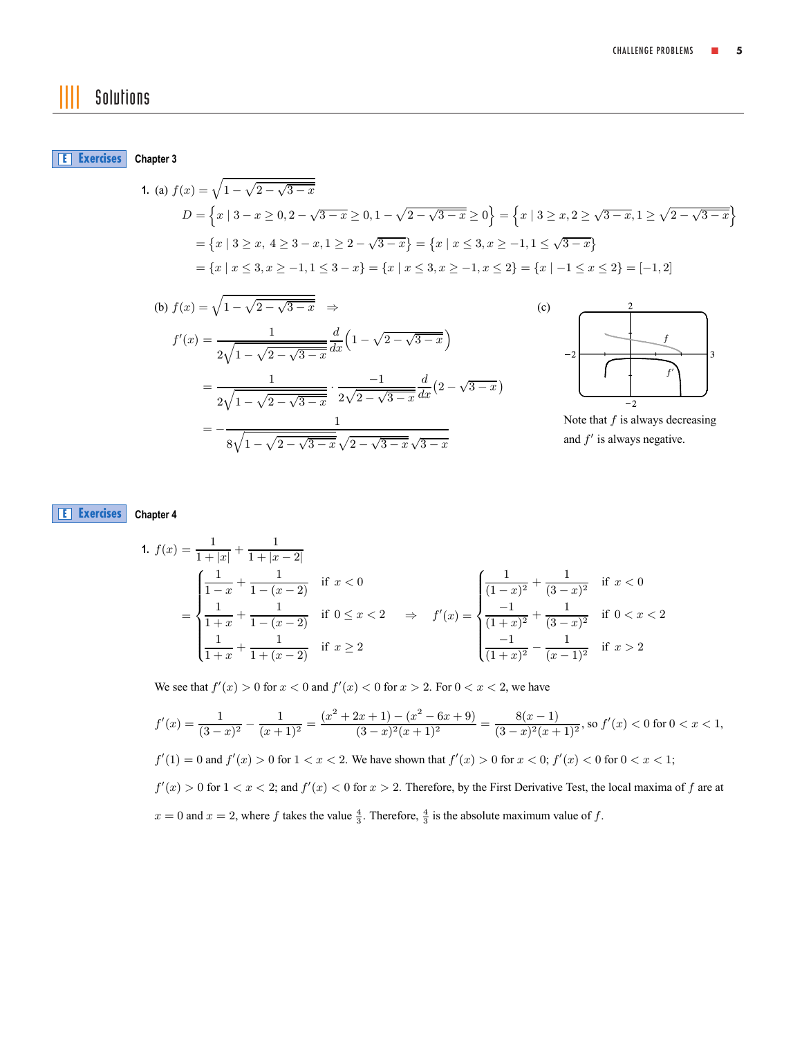# Solutions

## E Exercises Chapter 3

**1.** (a) $f(x) = \sqrt{1 - \sqrt{2 - \sqrt{3 - x}}}$

$$D = \left\{x \mid 3 - x \geq 0, 2 - \sqrt{3-x} \geq 0, 1 - \sqrt{2 - \sqrt{3-x}} \geq 0\right\} = \left\{x \mid 3 \geq x, 2 \geq \sqrt{3-x}, 1 \geq \sqrt{2 - \sqrt{3-x}}\right\}$$

$$= \left\{x \mid 3 \geq x,\ 4 \geq 3 - x, 1 \geq 2 - \sqrt{3-x}\right\} = \left\{x \mid x \leq 3, x \geq -1, 1 \leq \sqrt{3-x}\right\}$$

$$= \{x \mid x \leq 3, x \geq -1, 1 \leq 3 - x\} = \{x \mid x \leq 3, x \geq -1, x \leq 2\} = \{x \mid -1 \leq x \leq 2\} = [-1, 2]$$

(b) $f(x) = \sqrt{1 - \sqrt{2 - \sqrt{3 - x}}} \quad \Rightarrow$

$$f'(x) = \frac{1}{2\sqrt{1 - \sqrt{2 - \sqrt{3-x}}}} \frac{d}{dx}\left(1 - \sqrt{2 - \sqrt{3-x}}\right)$$

$$= \frac{1}{2\sqrt{1 - \sqrt{2 - \sqrt{3-x}}}} \cdot \frac{-1}{2\sqrt{2 - \sqrt{3-x}}} \frac{d}{dx}\left(2 - \sqrt{3-x}\right)$$

$$= -\frac{1}{8\sqrt{1 - \sqrt{2 - \sqrt{3-x}}}\sqrt{2 - \sqrt{3-x}}\sqrt{3-x}}$$

(c)

Note that $f$ is always decreasing and $f'$ is always negative.

## E Exercises Chapter 4

**1.** $f(x) = \dfrac{1}{1 + |x|} + \dfrac{1}{1 + |x - 2|}$

$$= \begin{cases} \dfrac{1}{1-x} + \dfrac{1}{1-(x-2)} & \text{if } x < 0 \\[2ex] \dfrac{1}{1+x} + \dfrac{1}{1-(x-2)} & \text{if } 0 \leq x < 2 \\[2ex] \dfrac{1}{1+x} + \dfrac{1}{1+(x-2)} & \text{if } x \geq 2 \end{cases} \quad \Rightarrow \quad f'(x) = \begin{cases} \dfrac{1}{(1-x)^2} + \dfrac{1}{(3-x)^2} & \text{if } x < 0 \\[2ex] \dfrac{-1}{(1+x)^2} + \dfrac{1}{(3-x)^2} & \text{if } 0 < x < 2 \\[2ex] \dfrac{-1}{(1+x)^2} - \dfrac{1}{(x-1)^2} & \text{if } x > 2 \end{cases}$$

We see that $f'(x) > 0$ for $x < 0$ and $f'(x) < 0$ for $x > 2$. For $0 < x < 2$, we have

$f'(x) = \dfrac{1}{(3-x)^2} - \dfrac{1}{(x+1)^2} = \dfrac{(x^2 + 2x + 1) - (x^2 - 6x + 9)}{(3-x)^2(x+1)^2} = \dfrac{8(x-1)}{(3-x)^2(x+1)^2}$, so $f'(x) < 0$ for $0 < x < 1$,

$f'(1) = 0$ and $f'(x) > 0$ for $1 < x < 2$. We have shown that $f'(x) > 0$ for $x < 0$; $f'(x) < 0$ for $0 < x < 1$;

$f'(x) > 0$ for $1 < x < 2$; and $f'(x) < 0$ for $x > 2$. Therefore, by the First Derivative Test, the local maxima of $f$ are at

$x = 0$ and $x = 2$, where $f$ takes the value $\frac{4}{3}$. Therefore, $\frac{4}{3}$ is the absolute maximum value of $f$.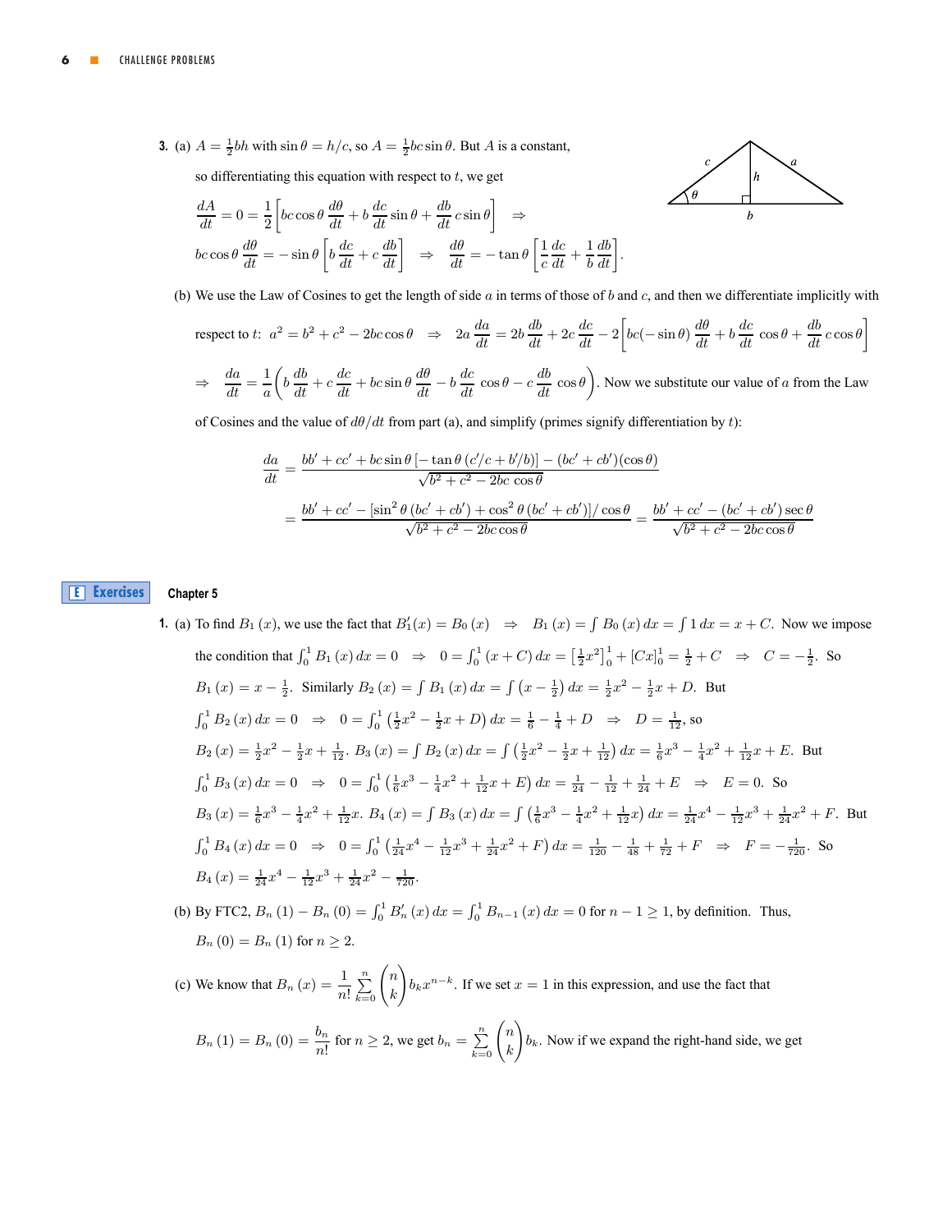**3.** (a) $A = \frac{1}{2}bh$ with $\sin\theta = h/c$, so $A = \frac{1}{2}bc\sin\theta$. But $A$ is a constant, so differentiating this equation with respect to $t$, we get

$$\frac{dA}{dt} = 0 = \frac{1}{2}\left[bc\cos\theta\,\frac{d\theta}{dt} + b\,\frac{dc}{dt}\sin\theta + \frac{db}{dt}\,c\sin\theta\right] \quad\Rightarrow$$

$$bc\cos\theta\,\frac{d\theta}{dt} = -\sin\theta\left[b\,\frac{dc}{dt} + c\,\frac{db}{dt}\right] \quad\Rightarrow\quad \frac{d\theta}{dt} = -\tan\theta\left[\frac{1}{c}\frac{dc}{dt} + \frac{1}{b}\frac{db}{dt}\right].$$

(b) We use the Law of Cosines to get the length of side $a$ in terms of those of $b$ and $c$, and then we differentiate implicitly with respect to $t$: $a^2 = b^2 + c^2 - 2bc\cos\theta \quad\Rightarrow\quad 2a\,\frac{da}{dt} = 2b\,\frac{db}{dt} + 2c\,\frac{dc}{dt} - 2\left[bc(-\sin\theta)\,\frac{d\theta}{dt} + b\,\frac{dc}{dt}\cos\theta + \frac{db}{dt}\,c\cos\theta\right]$

$\Rightarrow\quad \dfrac{da}{dt} = \dfrac{1}{a}\left(b\,\dfrac{db}{dt} + c\,\dfrac{dc}{dt} + bc\sin\theta\,\dfrac{d\theta}{dt} - b\,\dfrac{dc}{dt}\cos\theta - c\,\dfrac{db}{dt}\cos\theta\right)$. Now we substitute our value of $a$ from the Law of Cosines and the value of $d\theta/dt$ from part (a), and simplify (primes signify differentiation by $t$):

$$\frac{da}{dt} = \frac{bb' + cc' + bc\sin\theta\,[-\tan\theta\,(c'/c + b'/b)] - (bc' + cb')(\cos\theta)}{\sqrt{b^2 + c^2 - 2bc\,\cos\theta}}$$

$$= \frac{bb' + cc' - [\sin^2\theta\,(bc' + cb') + \cos^2\theta\,(bc' + cb')]/\cos\theta}{\sqrt{b^2 + c^2 - 2bc\cos\theta}} = \frac{bb' + cc' - (bc' + cb')\sec\theta}{\sqrt{b^2 + c^2 - 2bc\cos\theta}}$$

## E Exercises — Chapter 5

**1.** (a) To find $B_1(x)$, we use the fact that $B_1'(x) = B_0(x) \quad\Rightarrow\quad B_1(x) = \int B_0(x)\,dx = \int 1\,dx = x + C$. Now we impose the condition that $\int_0^1 B_1(x)\,dx = 0 \quad\Rightarrow\quad 0 = \int_0^1 (x + C)\,dx = \left[\frac{1}{2}x^2\right]_0^1 + [Cx]_0^1 = \frac{1}{2} + C \quad\Rightarrow\quad C = -\frac{1}{2}$. So $B_1(x) = x - \frac{1}{2}$. Similarly $B_2(x) = \int B_1(x)\,dx = \int\left(x - \frac{1}{2}\right)dx = \frac{1}{2}x^2 - \frac{1}{2}x + D$. But $\int_0^1 B_2(x)\,dx = 0 \quad\Rightarrow\quad 0 = \int_0^1\left(\frac{1}{2}x^2 - \frac{1}{2}x + D\right)dx = \frac{1}{6} - \frac{1}{4} + D \quad\Rightarrow\quad D = \frac{1}{12}$, so $B_2(x) = \frac{1}{2}x^2 - \frac{1}{2}x + \frac{1}{12}$. $B_3(x) = \int B_2(x)\,dx = \int\left(\frac{1}{2}x^2 - \frac{1}{2}x + \frac{1}{12}\right)dx = \frac{1}{6}x^3 - \frac{1}{4}x^2 + \frac{1}{12}x + E$. But $\int_0^1 B_3(x)\,dx = 0 \quad\Rightarrow\quad 0 = \int_0^1\left(\frac{1}{6}x^3 - \frac{1}{4}x^2 + \frac{1}{12}x + E\right)dx = \frac{1}{24} - \frac{1}{12} + \frac{1}{24} + E \quad\Rightarrow\quad E = 0$. So $B_3(x) = \frac{1}{6}x^3 - \frac{1}{4}x^2 + \frac{1}{12}x$. $B_4(x) = \int B_3(x)\,dx = \int\left(\frac{1}{6}x^3 - \frac{1}{4}x^2 + \frac{1}{12}x\right)dx = \frac{1}{24}x^4 - \frac{1}{12}x^3 + \frac{1}{24}x^2 + F$. But $\int_0^1 B_4(x)\,dx = 0 \quad\Rightarrow\quad 0 = \int_0^1\left(\frac{1}{24}x^4 - \frac{1}{12}x^3 + \frac{1}{24}x^2 + F\right)dx = \frac{1}{120} - \frac{1}{48} + \frac{1}{72} + F \quad\Rightarrow\quad F = -\frac{1}{720}$. So $B_4(x) = \frac{1}{24}x^4 - \frac{1}{12}x^3 + \frac{1}{24}x^2 - \frac{1}{720}$.

(b) By FTC2, $B_n(1) - B_n(0) = \int_0^1 B_n'(x)\,dx = \int_0^1 B_{n-1}(x)\,dx = 0$ for $n - 1 \geq 1$, by definition. Thus, $B_n(0) = B_n(1)$ for $n \geq 2$.

(c) We know that $B_n(x) = \dfrac{1}{n!}\displaystyle\sum_{k=0}^{n}\binom{n}{k}b_k x^{n-k}$. If we set $x = 1$ in this expression, and use the fact that $B_n(1) = B_n(0) = \dfrac{b_n}{n!}$ for $n \geq 2$, we get $b_n = \displaystyle\sum_{k=0}^{n}\binom{n}{k}b_k$. Now if we expand the right-hand side, we get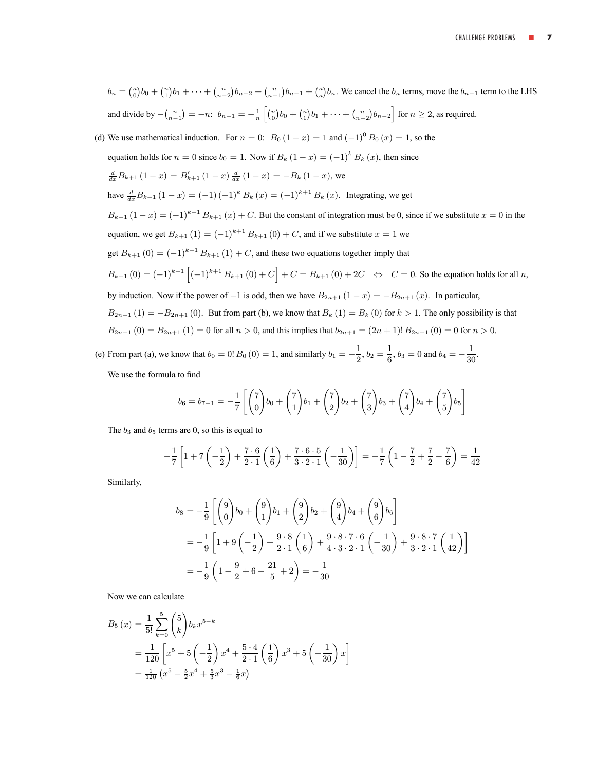$b_n = \binom{n}{0}b_0 + \binom{n}{1}b_1 + \cdots + \binom{n}{n-2}b_{n-2} + \binom{n}{n-1}b_{n-1} + \binom{n}{n}b_n$. We cancel the $b_n$ terms, move the $b_{n-1}$ term to the LHS and divide by $-\binom{n}{n-1} = -n$: $b_{n-1} = -\frac{1}{n}\left[\binom{n}{0}b_0 + \binom{n}{1}b_1 + \cdots + \binom{n}{n-2}b_{n-2}\right]$ for $n \geq 2$, as required.

(d) We use mathematical induction. For $n = 0$: $B_0(1-x) = 1$ and $(-1)^0 B_0(x) = 1$, so the equation holds for $n = 0$ since $b_0 = 1$. Now if $B_k(1-x) = (-1)^k B_k(x)$, then since $\frac{d}{dx}B_{k+1}(1-x) = B'_{k+1}(1-x)\frac{d}{dx}(1-x) = -B_k(1-x)$, we have $\frac{d}{dx}B_{k+1}(1-x) = (-1)(-1)^k B_k(x) = (-1)^{k+1}B_k(x)$. Integrating, we get $B_{k+1}(1-x) = (-1)^{k+1}B_{k+1}(x) + C$. But the constant of integration must be 0, since if we substitute $x = 0$ in the equation, we get $B_{k+1}(1) = (-1)^{k+1}B_{k+1}(0) + C$, and if we substitute $x = 1$ we get $B_{k+1}(0) = (-1)^{k+1}B_{k+1}(1) + C$, and these two equations together imply that $B_{k+1}(0) = (-1)^{k+1}\left[(-1)^{k+1}B_{k+1}(0) + C\right] + C = B_{k+1}(0) + 2C \quad \Leftrightarrow \quad C = 0$. So the equation holds for all $n$, by induction. Now if the power of $-1$ is odd, then we have $B_{2n+1}(1-x) = -B_{2n+1}(x)$. In particular, $B_{2n+1}(1) = -B_{2n+1}(0)$. But from part (b), we know that $B_k(1) = B_k(0)$ for $k > 1$. The only possibility is that $B_{2n+1}(0) = B_{2n+1}(1) = 0$ for all $n > 0$, and this implies that $b_{2n+1} = (2n+1)!\,B_{2n+1}(0) = 0$ for $n > 0$.

(e) From part (a), we know that $b_0 = 0!\,B_0(0) = 1$, and similarly $b_1 = -\dfrac{1}{2}$, $b_2 = \dfrac{1}{6}$, $b_3 = 0$ and $b_4 = -\dfrac{1}{30}$.

We use the formula to find

$$b_6 = b_{7-1} = -\frac{1}{7}\left[\binom{7}{0}b_0 + \binom{7}{1}b_1 + \binom{7}{2}b_2 + \binom{7}{3}b_3 + \binom{7}{4}b_4 + \binom{7}{5}b_5\right]$$

The $b_3$ and $b_5$ terms are 0, so this is equal to

$$-\frac{1}{7}\left[1 + 7\left(-\frac{1}{2}\right) + \frac{7\cdot 6}{2\cdot 1}\left(\frac{1}{6}\right) + \frac{7\cdot 6\cdot 5}{3\cdot 2\cdot 1}\left(-\frac{1}{30}\right)\right] = -\frac{1}{7}\left(1 - \frac{7}{2} + \frac{7}{2} - \frac{7}{6}\right) = \frac{1}{42}$$

Similarly,

$$\begin{aligned}
b_8 &= -\frac{1}{9}\left[\binom{9}{0}b_0 + \binom{9}{1}b_1 + \binom{9}{2}b_2 + \binom{9}{4}b_4 + \binom{9}{6}b_6\right] \\
&= -\frac{1}{9}\left[1 + 9\left(-\frac{1}{2}\right) + \frac{9\cdot 8}{2\cdot 1}\left(\frac{1}{6}\right) + \frac{9\cdot 8\cdot 7\cdot 6}{4\cdot 3\cdot 2\cdot 1}\left(-\frac{1}{30}\right) + \frac{9\cdot 8\cdot 7}{3\cdot 2\cdot 1}\left(\frac{1}{42}\right)\right] \\
&= -\frac{1}{9}\left(1 - \frac{9}{2} + 6 - \frac{21}{5} + 2\right) = -\frac{1}{30}
\end{aligned}$$

Now we can calculate

$$\begin{aligned}
B_5(x) &= \frac{1}{5!}\sum_{k=0}^{5}\binom{5}{k}b_k x^{5-k} \\
&= \frac{1}{120}\left[x^5 + 5\left(-\frac{1}{2}\right)x^4 + \frac{5\cdot 4}{2\cdot 1}\left(\frac{1}{6}\right)x^3 + 5\left(-\frac{1}{30}\right)x\right] \\
&= \tfrac{1}{120}\left(x^5 - \tfrac{5}{2}x^4 + \tfrac{5}{3}x^3 - \tfrac{1}{6}x\right)
\end{aligned}$$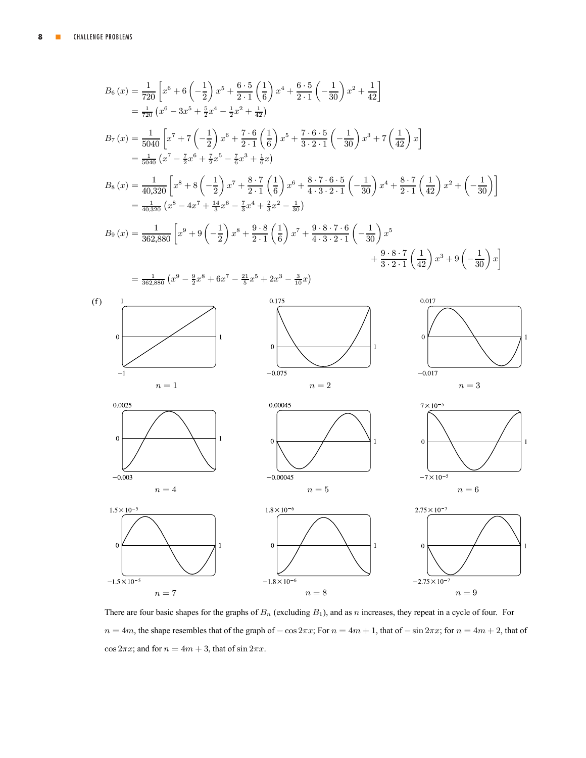$$B_6(x) = \frac{1}{720}\left[x^6 + 6\left(-\frac{1}{2}\right)x^5 + \frac{6\cdot 5}{2\cdot 1}\left(\frac{1}{6}\right)x^4 + \frac{6\cdot 5}{2\cdot 1}\left(-\frac{1}{30}\right)x^2 + \frac{1}{42}\right]$$
$$= \tfrac{1}{720}\left(x^6 - 3x^5 + \tfrac{5}{2}x^4 - \tfrac{1}{2}x^2 + \tfrac{1}{42}\right)$$

$$B_7(x) = \frac{1}{5040}\left[x^7 + 7\left(-\frac{1}{2}\right)x^6 + \frac{7\cdot 6}{2\cdot 1}\left(\frac{1}{6}\right)x^5 + \frac{7\cdot 6\cdot 5}{3\cdot 2\cdot 1}\left(-\frac{1}{30}\right)x^3 + 7\left(\frac{1}{42}\right)x\right]$$
$$= \tfrac{1}{5040}\left(x^7 - \tfrac{7}{2}x^6 + \tfrac{7}{2}x^5 - \tfrac{7}{6}x^3 + \tfrac{1}{6}x\right)$$

$$B_8(x) = \frac{1}{40{,}320}\left[x^8 + 8\left(-\frac{1}{2}\right)x^7 + \frac{8\cdot 7}{2\cdot 1}\left(\frac{1}{6}\right)x^6 + \frac{8\cdot 7\cdot 6\cdot 5}{4\cdot 3\cdot 2\cdot 1}\left(-\frac{1}{30}\right)x^4 + \frac{8\cdot 7}{2\cdot 1}\left(\frac{1}{42}\right)x^2 + \left(-\frac{1}{30}\right)\right]$$
$$= \tfrac{1}{40{,}320}\left(x^8 - 4x^7 + \tfrac{14}{3}x^6 - \tfrac{7}{3}x^4 + \tfrac{2}{3}x^2 - \tfrac{1}{30}\right)$$

$$B_9(x) = \frac{1}{362{,}880}\left[x^9 + 9\left(-\frac{1}{2}\right)x^8 + \frac{9\cdot 8}{2\cdot 1}\left(\frac{1}{6}\right)x^7 + \frac{9\cdot 8\cdot 7\cdot 6}{4\cdot 3\cdot 2\cdot 1}\left(-\frac{1}{30}\right)x^5 + \frac{9\cdot 8\cdot 7}{3\cdot 2\cdot 1}\left(\frac{1}{42}\right)x^3 + 9\left(-\frac{1}{30}\right)x\right]$$
$$= \tfrac{1}{362{,}880}\left(x^9 - \tfrac{9}{2}x^8 + 6x^7 - \tfrac{21}{5}x^5 + 2x^3 - \tfrac{3}{10}x\right)$$

(f)

$n = 1$ &nbsp;&nbsp; $n = 2$ &nbsp;&nbsp; $n = 3$

$n = 4$ &nbsp;&nbsp; $n = 5$ &nbsp;&nbsp; $n = 6$

$n = 7$ &nbsp;&nbsp; $n = 8$ &nbsp;&nbsp; $n = 9$

There are four basic shapes for the graphs of $B_n$ (excluding $B_1$), and as $n$ increases, they repeat in a cycle of four. For $n = 4m$, the shape resembles that of the graph of $-\cos 2\pi x$; For $n = 4m + 1$, that of $-\sin 2\pi x$; for $n = 4m + 2$, that of $\cos 2\pi x$; and for $n = 4m + 3$, that of $\sin 2\pi x$.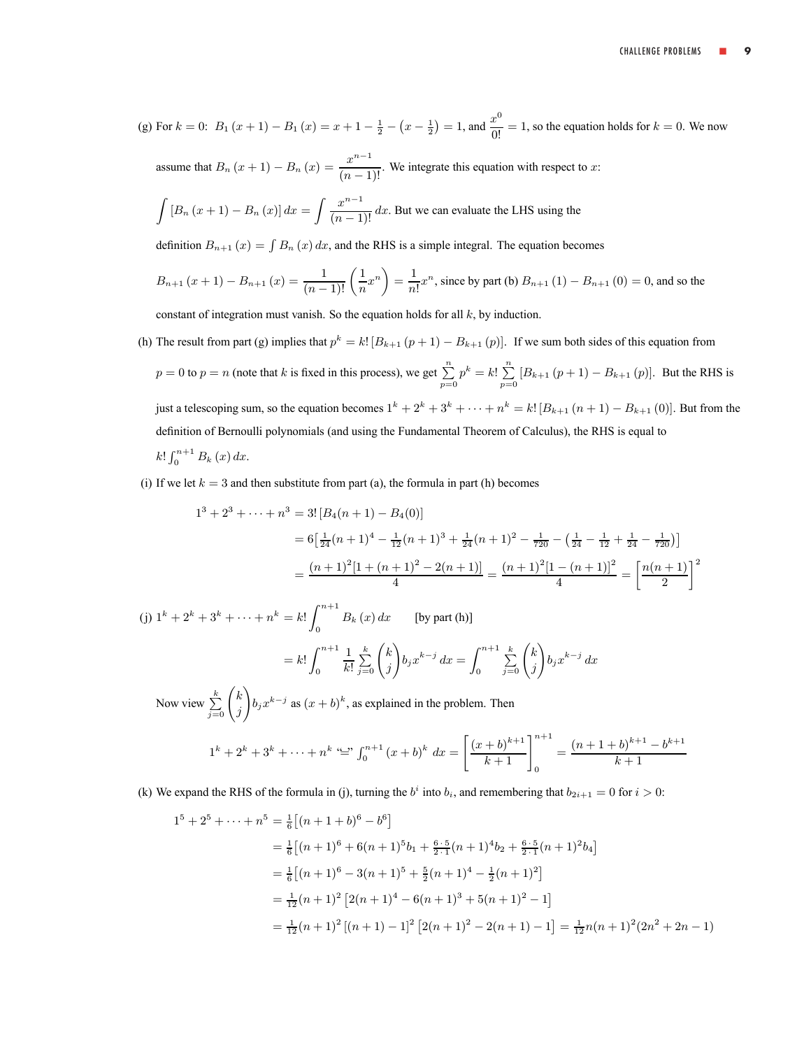(g) For $k = 0$: $B_1(x+1) - B_1(x) = x + 1 - \frac{1}{2} - \left(x - \frac{1}{2}\right) = 1$, and $\dfrac{x^0}{0!} = 1$, so the equation holds for $k = 0$. We now assume that $B_n(x+1) - B_n(x) = \dfrac{x^{n-1}}{(n-1)!}$. We integrate this equation with respect to $x$:

$\displaystyle\int [B_n(x+1) - B_n(x)]\,dx = \int \frac{x^{n-1}}{(n-1)!}\,dx$. But we can evaluate the LHS using the definition $B_{n+1}(x) = \int B_n(x)\,dx$, and the RHS is a simple integral. The equation becomes

$B_{n+1}(x+1) - B_{n+1}(x) = \dfrac{1}{(n-1)!}\left(\dfrac{1}{n}x^n\right) = \dfrac{1}{n!}x^n$, since by part (b) $B_{n+1}(1) - B_{n+1}(0) = 0$, and so the constant of integration must vanish. So the equation holds for all $k$, by induction.

(h) The result from part (g) implies that $p^k = k!\,[B_{k+1}(p+1) - B_{k+1}(p)]$. If we sum both sides of this equation from $p = 0$ to $p = n$ (note that $k$ is fixed in this process), we get $\sum\limits_{p=0}^{n} p^k = k! \sum\limits_{p=0}^{n} [B_{k+1}(p+1) - B_{k+1}(p)]$. But the RHS is just a telescoping sum, so the equation becomes $1^k + 2^k + 3^k + \cdots + n^k = k!\,[B_{k+1}(n+1) - B_{k+1}(0)]$. But from the definition of Bernoulli polynomials (and using the Fundamental Theorem of Calculus), the RHS is equal to $k! \int_0^{n+1} B_k(x)\,dx$.

(i) If we let $k = 3$ and then substitute from part (a), the formula in part (h) becomes

$$\begin{aligned}
1^3 + 2^3 + \cdots + n^3 &= 3!\,[B_4(n+1) - B_4(0)] \\
&= 6\left[\tfrac{1}{24}(n+1)^4 - \tfrac{1}{12}(n+1)^3 + \tfrac{1}{24}(n+1)^2 - \tfrac{1}{720} - \left(\tfrac{1}{24} - \tfrac{1}{12} + \tfrac{1}{24} - \tfrac{1}{720}\right)\right] \\
&= \frac{(n+1)^2[1 + (n+1)^2 - 2(n+1)]}{4} = \frac{(n+1)^2[1 - (n+1)]^2}{4} = \left[\frac{n(n+1)}{2}\right]^2
\end{aligned}$$

(j) $$\begin{aligned}
1^k + 2^k + 3^k + \cdots + n^k &= k! \int_0^{n+1} B_k(x)\,dx \qquad \text{[by part (h)]} \\
&= k! \int_0^{n+1} \frac{1}{k!} \sum_{j=0}^{k} \binom{k}{j} b_j x^{k-j}\,dx = \int_0^{n+1} \sum_{j=0}^{k} \binom{k}{j} b_j x^{k-j}\,dx
\end{aligned}$$

Now view $\sum\limits_{j=0}^{k} \dbinom{k}{j} b_j x^{k-j}$ as $(x+b)^k$, as explained in the problem. Then

$$1^k + 2^k + 3^k + \cdots + n^k \text{ “}{=}\text{” } \int_0^{n+1} (x+b)^k\,dx = \left[\frac{(x+b)^{k+1}}{k+1}\right]_0^{n+1} = \frac{(n+1+b)^{k+1} - b^{k+1}}{k+1}$$

(k) We expand the RHS of the formula in (j), turning the $b^i$ into $b_i$, and remembering that $b_{2i+1} = 0$ for $i > 0$:

$$\begin{aligned}
1^5 + 2^5 + \cdots + n^5 &= \tfrac{1}{6}\left[(n+1+b)^6 - b^6\right] \\
&= \tfrac{1}{6}\left[(n+1)^6 + 6(n+1)^5 b_1 + \tfrac{6\cdot 5}{2\cdot 1}(n+1)^4 b_2 + \tfrac{6\cdot 5}{2\cdot 1}(n+1)^2 b_4\right] \\
&= \tfrac{1}{6}\left[(n+1)^6 - 3(n+1)^5 + \tfrac{5}{2}(n+1)^4 - \tfrac{1}{2}(n+1)^2\right] \\
&= \tfrac{1}{12}(n+1)^2\left[2(n+1)^4 - 6(n+1)^3 + 5(n+1)^2 - 1\right] \\
&= \tfrac{1}{12}(n+1)^2\left[(n+1) - 1\right]^2\left[2(n+1)^2 - 2(n+1) - 1\right] = \tfrac{1}{12}n(n+1)^2(2n^2 + 2n - 1)
\end{aligned}$$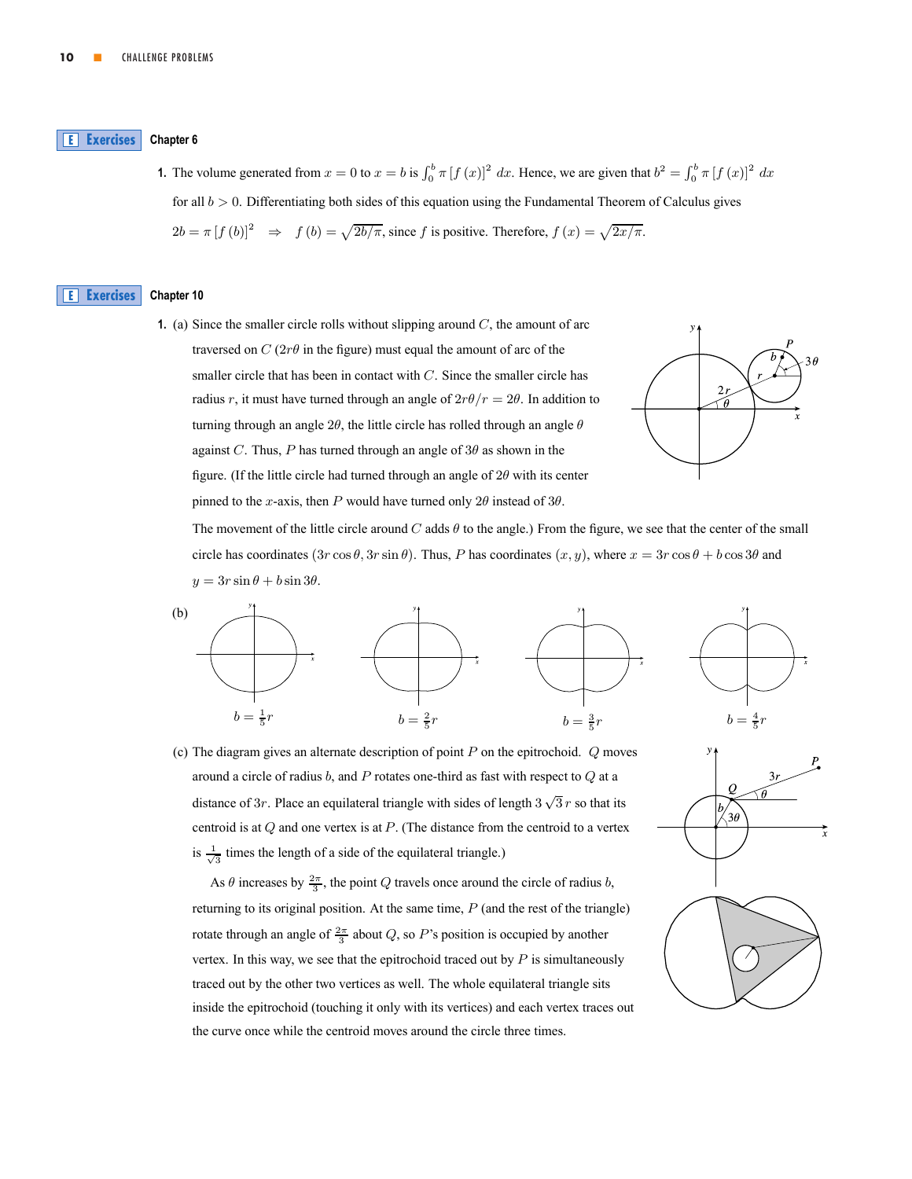## Exercises Chapter 6

**1.** The volume generated from $x = 0$ to $x = b$ is $\int_0^b \pi [f(x)]^2\, dx$. Hence, we are given that $b^2 = \int_0^b \pi [f(x)]^2\, dx$ for all $b > 0$. Differentiating both sides of this equation using the Fundamental Theorem of Calculus gives $2b = \pi [f(b)]^2 \Rightarrow f(b) = \sqrt{2b/\pi}$, since $f$ is positive. Therefore, $f(x) = \sqrt{2x/\pi}$.

## Exercises Chapter 10

**1.** (a) Since the smaller circle rolls without slipping around $C$, the amount of arc traversed on $C$ ($2r\theta$ in the figure) must equal the amount of arc of the smaller circle that has been in contact with $C$. Since the smaller circle has radius $r$, it must have turned through an angle of $2r\theta/r = 2\theta$. In addition to turning through an angle $2\theta$, the little circle has rolled through an angle $\theta$ against $C$. Thus, $P$ has turned through an angle of $3\theta$ as shown in the figure. (If the little circle had turned through an angle of $2\theta$ with its center pinned to the $x$-axis, then $P$ would have turned only $2\theta$ instead of $3\theta$. The movement of the little circle around $C$ adds $\theta$ to the angle.) From the figure, we see that the center of the small circle has coordinates $(3r\cos\theta, 3r\sin\theta)$. Thus, $P$ has coordinates $(x, y)$, where $x = 3r\cos\theta + b\cos 3\theta$ and $y = 3r\sin\theta + b\sin 3\theta$.

(b)

$b = \frac{1}{5}r$ $\quad$ $b = \frac{2}{5}r$ $\quad$ $b = \frac{3}{5}r$ $\quad$ $b = \frac{4}{5}r$

(c) The diagram gives an alternate description of point $P$ on the epitrochoid. $Q$ moves around a circle of radius $b$, and $P$ rotates one-third as fast with respect to $Q$ at a distance of $3r$. Place an equilateral triangle with sides of length $3\sqrt{3}\,r$ so that its centroid is at $Q$ and one vertex is at $P$. (The distance from the centroid to a vertex is $\frac{1}{\sqrt{3}}$ times the length of a side of the equilateral triangle.)

As $\theta$ increases by $\frac{2\pi}{3}$, the point $Q$ travels once around the circle of radius $b$, returning to its original position. At the same time, $P$ (and the rest of the triangle) rotate through an angle of $\frac{2\pi}{3}$ about $Q$, so $P$'s position is occupied by another vertex. In this way, we see that the epitrochoid traced out by $P$ is simultaneously traced out by the other two vertices as well. The whole equilateral triangle sits inside the epitrochoid (touching it only with its vertices) and each vertex traces out the curve once while the centroid moves around the circle three times.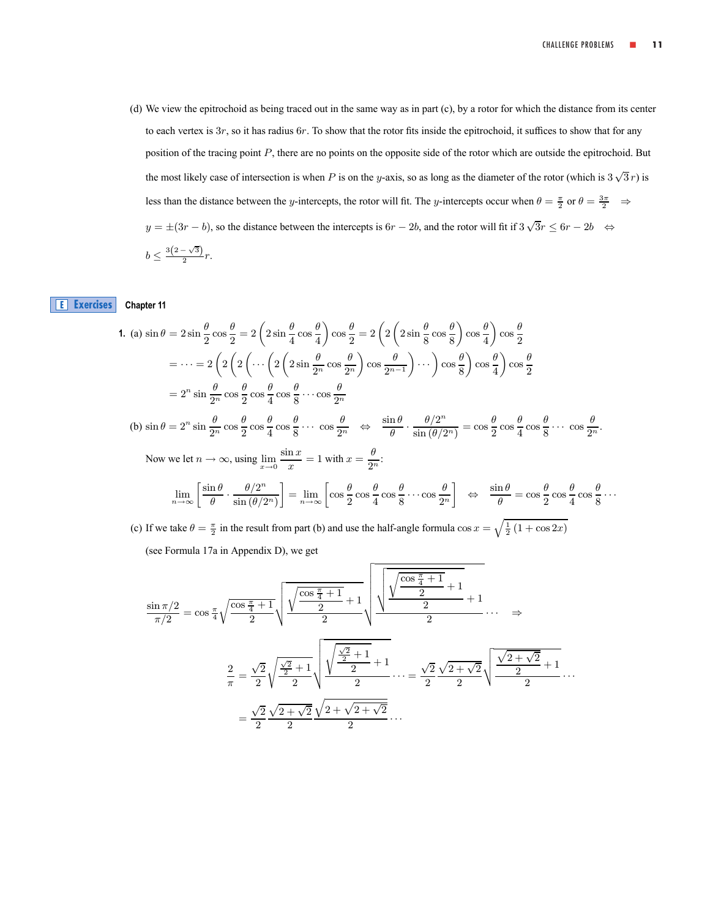(d) We view the epitrochoid as being traced out in the same way as in part (c), by a rotor for which the distance from its center to each vertex is $3r$, so it has radius $6r$. To show that the rotor fits inside the epitrochoid, it suffices to show that for any position of the tracing point $P$, there are no points on the opposite side of the rotor which are outside the epitrochoid. But the most likely case of intersection is when $P$ is on the $y$-axis, so as long as the diameter of the rotor (which is $3\sqrt{3}\,r$) is less than the distance between the $y$-intercepts, the rotor will fit. The $y$-intercepts occur when $\theta = \frac{\pi}{2}$ or $\theta = \frac{3\pi}{2}$ $\Rightarrow$ $y = \pm(3r - b)$, so the distance between the intercepts is $6r - 2b$, and the rotor will fit if $3\sqrt{3}r \le 6r - 2b$ $\Leftrightarrow$ $b \le \frac{3(2-\sqrt{3})}{2}r$.

## E Exercises Chapter 11

**1.** (a) $\sin\theta = 2\sin\dfrac{\theta}{2}\cos\dfrac{\theta}{2} = 2\left(2\sin\dfrac{\theta}{4}\cos\dfrac{\theta}{4}\right)\cos\dfrac{\theta}{2} = 2\left(2\left(2\sin\dfrac{\theta}{8}\cos\dfrac{\theta}{8}\right)\cos\dfrac{\theta}{4}\right)\cos\dfrac{\theta}{2}$

$$= \cdots = 2\left(2\left(2\left(\cdots\left(2\left(2\sin\frac{\theta}{2^n}\cos\frac{\theta}{2^n}\right)\cos\frac{\theta}{2^{n-1}}\right)\cdots\right)\cos\frac{\theta}{8}\right)\cos\frac{\theta}{4}\right)\cos\frac{\theta}{2}$$

$$= 2^n\sin\frac{\theta}{2^n}\cos\frac{\theta}{2}\cos\frac{\theta}{4}\cos\frac{\theta}{8}\cdots\cos\frac{\theta}{2^n}$$

(b) $\sin\theta = 2^n\sin\dfrac{\theta}{2^n}\cos\dfrac{\theta}{2}\cos\dfrac{\theta}{4}\cos\dfrac{\theta}{8}\cdots\cos\dfrac{\theta}{2^n}$ $\Leftrightarrow$ $\dfrac{\sin\theta}{\theta}\cdot\dfrac{\theta/2^n}{\sin(\theta/2^n)} = \cos\dfrac{\theta}{2}\cos\dfrac{\theta}{4}\cos\dfrac{\theta}{8}\cdots\cos\dfrac{\theta}{2^n}$.

Now we let $n \to \infty$, using $\displaystyle\lim_{x\to 0}\frac{\sin x}{x} = 1$ with $x = \dfrac{\theta}{2^n}$:

$$\lim_{n\to\infty}\left[\frac{\sin\theta}{\theta}\cdot\frac{\theta/2^n}{\sin(\theta/2^n)}\right] = \lim_{n\to\infty}\left[\cos\frac{\theta}{2}\cos\frac{\theta}{4}\cos\frac{\theta}{8}\cdots\cos\frac{\theta}{2^n}\right] \quad\Leftrightarrow\quad \frac{\sin\theta}{\theta} = \cos\frac{\theta}{2}\cos\frac{\theta}{4}\cos\frac{\theta}{8}\cdots$$

(c) If we take $\theta = \frac{\pi}{2}$ in the result from part (b) and use the half-angle formula $\cos x = \sqrt{\frac{1}{2}(1+\cos 2x)}$ (see Formula 17a in Appendix D), we get

$$\frac{\sin\pi/2}{\pi/2} = \cos\frac{\pi}{4}\sqrt{\frac{\cos\frac{\pi}{4}+1}{2}}\sqrt{\frac{\sqrt{\frac{\cos\frac{\pi}{4}+1}{2}}+1}{2}}\sqrt{\frac{\sqrt{\frac{\sqrt{\frac{\cos\frac{\pi}{4}+1}{2}}+1}{2}}+1}{2}}\cdots \quad\Rightarrow$$

$$\frac{2}{\pi} = \frac{\sqrt{2}}{2}\sqrt{\frac{\frac{\sqrt{2}}{2}+1}{2}}\sqrt{\frac{\sqrt{\frac{\frac{\sqrt{2}}{2}+1}{2}}+1}{2}}\cdots = \frac{\sqrt{2}}{2}\,\frac{\sqrt{2+\sqrt{2}}}{2}\sqrt{\frac{\frac{\sqrt{2+\sqrt{2}}}{2}+1}{2}}\cdots$$

$$= \frac{\sqrt{2}}{2}\,\frac{\sqrt{2+\sqrt{2}}}{2}\,\frac{\sqrt{2+\sqrt{2+\sqrt{2}}}}{2}\cdots$$